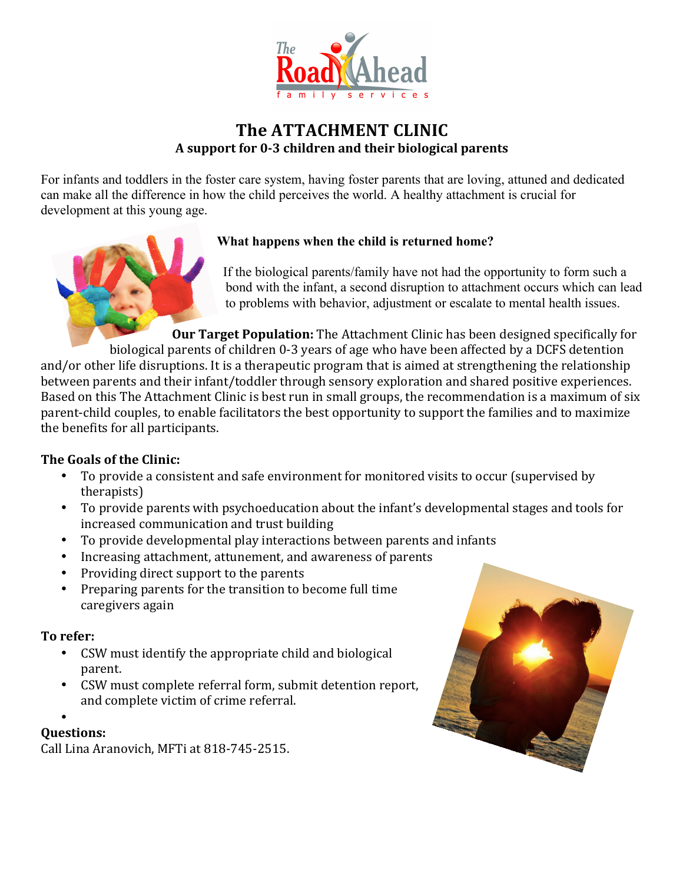The Road Ahead
family services

# The ATTACHMENT CLINIC

**A support for 0-3 children and their biological parents**

For infants and toddlers in the foster care system, having foster parents that are loving, attuned and dedicated can make all the difference in how the child perceives the world. A healthy attachment is crucial for development at this young age.

**What happens when the child is returned home?**

If the biological parents/family have not had the opportunity to form such a bond with the infant, a second disruption to attachment occurs which can lead to problems with behavior, adjustment or escalate to mental health issues.

**Our Target Population:** The Attachment Clinic has been designed specifically for biological parents of children 0-3 years of age who have been affected by a DCFS detention and/or other life disruptions. It is a therapeutic program that is aimed at strengthening the relationship between parents and their infant/toddler through sensory exploration and shared positive experiences. Based on this The Attachment Clinic is best run in small groups, the recommendation is a maximum of six parent-child couples, to enable facilitators the best opportunity to support the families and to maximize the benefits for all participants.

**The Goals of the Clinic:**

- To provide a consistent and safe environment for monitored visits to occur (supervised by therapists)
- To provide parents with psychoeducation about the infant's developmental stages and tools for increased communication and trust building
- To provide developmental play interactions between parents and infants
- Increasing attachment, attunement, and awareness of parents
- Providing direct support to the parents
- Preparing parents for the transition to become full time caregivers again

**To refer:**

- CSW must identify the appropriate child and biological parent.
- CSW must complete referral form, submit detention report, and complete victim of crime referral.

**Questions:**

Call Lina Aranovich, MFTi at 818-745-2515.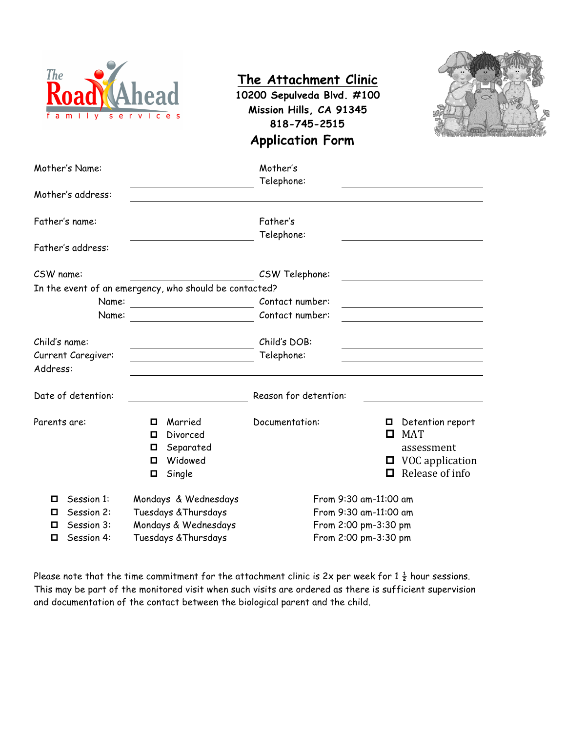The Road Ahead family services

# The Attachment Clinic

**10200 Sepulveda Blvd. #100**
**Mission Hills, CA 91345**
**818-745-2515**

## Application Form

Mother's Name: ______________________ Mother's Telephone: ______________________

Mother's address: ______________________________________________

Father's name: ______________________ Father's Telephone: ______________________

Father's address: ______________________________________________

CSW name: ______________________ CSW Telephone: ______________________

In the event of an emergency, who should be contacted?

Name: ______________________ Contact number: ______________________

Name: ______________________ Contact number: ______________________

Child's name: ______________________ Child's DOB: ______________________

Current Caregiver: ______________________ Telephone: ______________________

Address: ______________________________________________

Date of detention: ______________________ Reason for detention: ______________________

Parents are:

- ☐ Married
- ☐ Divorced
- ☐ Separated
- ☐ Widowed
- ☐ Single

Documentation:

- ☐ Detention report
- ☐ MAT assessment
- ☐ VOC application
- ☐ Release of info

| | | |
|---|---|---|
| ☐ Session 1: | Mondays & Wednesdays | From 9:30 am-11:00 am |
| ☐ Session 2: | Tuesdays &Thursdays | From 9:30 am-11:00 am |
| ☐ Session 3: | Mondays & Wednesdays | From 2:00 pm-3:30 pm |
| ☐ Session 4: | Tuesdays &Thursdays | From 2:00 pm-3:30 pm |

Please note that the time commitment for the attachment clinic is 2x per week for 1 ½ hour sessions. This may be part of the monitored visit when such visits are ordered as there is sufficient supervision and documentation of the contact between the biological parent and the child.